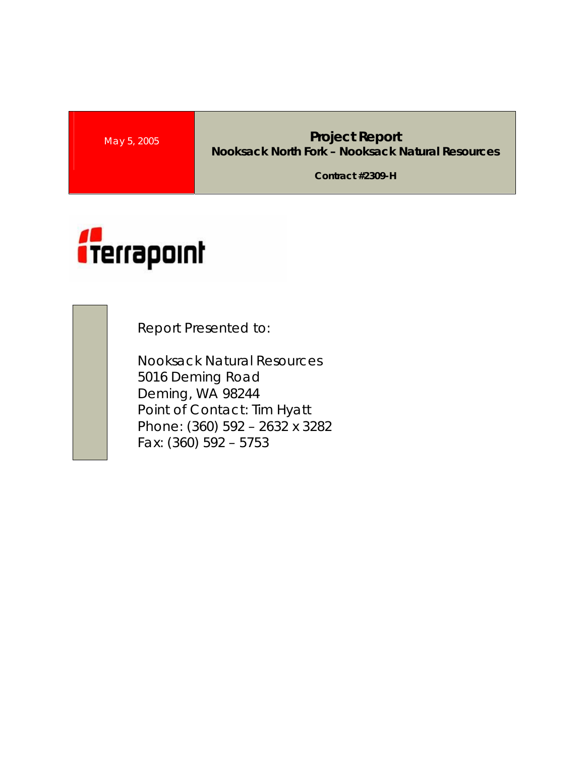May 5, 2005

# Project Report

**Nooksack North Fork – Nooksack Natural Resources**

**Contract #2309-H**

Terrapoint

Report Presented to:

Nooksack Natural Resources
5016 Deming Road
Deming, WA 98244
Point of Contact: Tim Hyatt
Phone: (360) 592 – 2632 x 3282
Fax: (360) 592 – 5753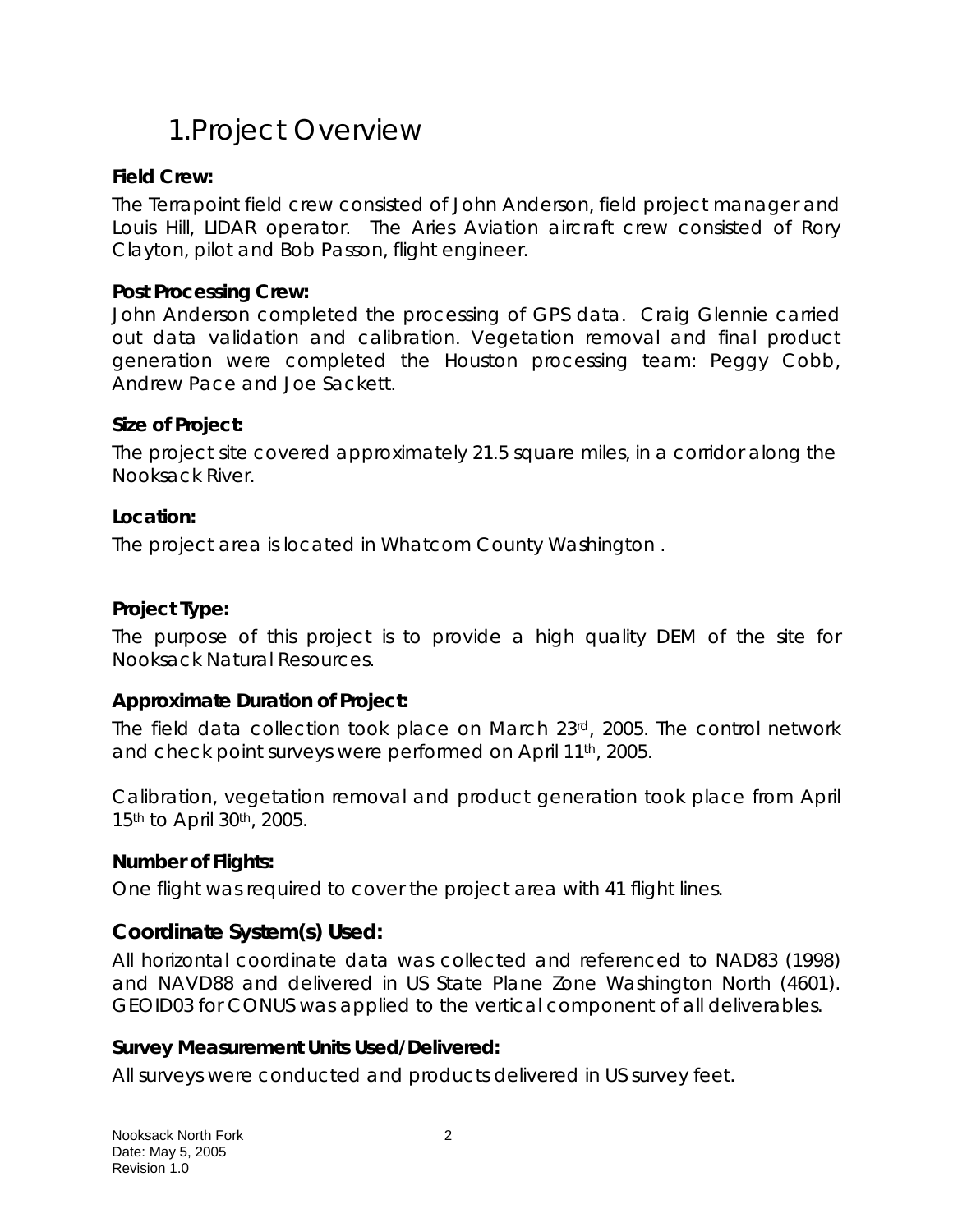# 1. Project Overview

**Field Crew:**

The Terrapoint field crew consisted of John Anderson, field project manager and Louis Hill, LIDAR operator. The Aries Aviation aircraft crew consisted of Rory Clayton, pilot and Bob Passon, flight engineer.

**Post Processing Crew:**

John Anderson completed the processing of GPS data. Craig Glennie carried out data validation and calibration. Vegetation removal and final product generation were completed the Houston processing team: Peggy Cobb, Andrew Pace and Joe Sackett.

**Size of Project:**

The project site covered approximately 21.5 square miles, in a corridor along the Nooksack River.

**Location:**

The project area is located in Whatcom County Washington .

**Project Type:**

The purpose of this project is to provide a high quality DEM of the site for Nooksack Natural Resources.

**Approximate Duration of Project:**

The field data collection took place on March 23rd, 2005. The control network and check point surveys were performed on April 11th, 2005.

Calibration, vegetation removal and product generation took place from April 15th to April 30th, 2005.

**Number of Flights:**

One flight was required to cover the project area with 41 flight lines.

## Coordinate System(s) Used:

All horizontal coordinate data was collected and referenced to NAD83 (1998) and NAVD88 and delivered in US State Plane Zone Washington North (4601). GEOID03 for CONUS was applied to the vertical component of all deliverables.

**Survey Measurement Units Used/Delivered:**

All surveys were conducted and products delivered in US survey feet.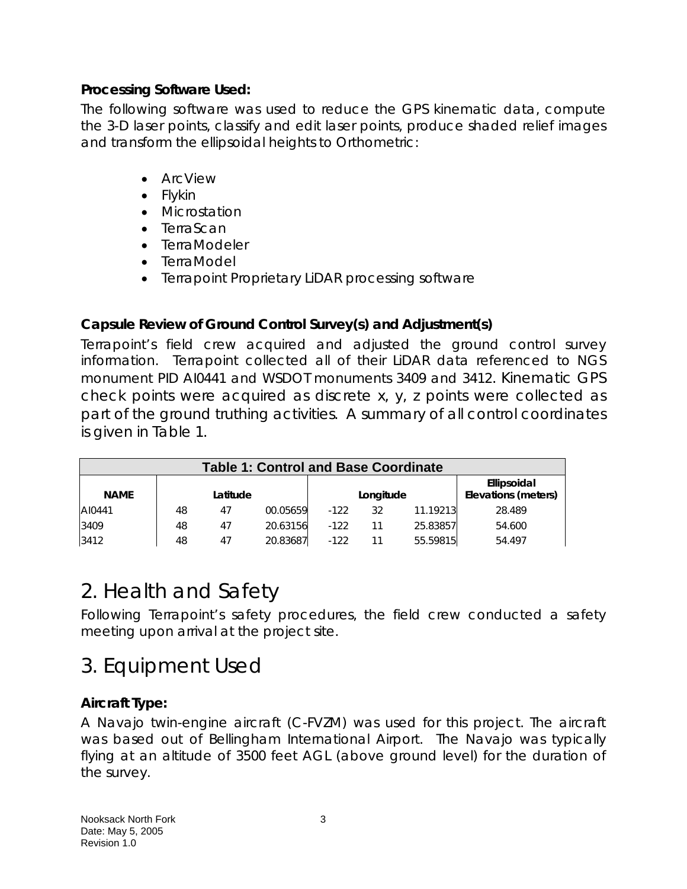**Processing Software Used:**

The following software was used to reduce the GPS kinematic data, compute the 3-D laser points, classify and edit laser points, produce shaded relief images and transform the ellipsoidal heights to Orthometric:

- ArcView
- Flykin
- Microstation
- TerraScan
- TerraModeler
- TerraModel
- Terrapoint Proprietary LiDAR processing software

**Capsule Review of Ground Control Survey(s) and Adjustment(s)**

Terrapoint's field crew acquired and adjusted the ground control survey information. Terrapoint collected all of their LiDAR data referenced to NGS monument PID AI0441 and WSDOT monuments 3409 and 3412. Kinematic GPS check points were acquired as discrete x, y, z points were collected as part of the ground truthing activities. A summary of all control coordinates is given in Table 1.

| Table 1: Control and Base Coordinate | | | | | | | |
|---|---|---|---|---|---|---|---|
| NAME | Latitude | | | Longitude | | | Ellipsoidal Elevations (meters) |
| AI0441 | 48 | 47 | 00.05659 | -122 | 32 | 11.19213 | 28.489 |
| 3409 | 48 | 47 | 20.63156 | -122 | 11 | 25.83857 | 54.600 |
| 3412 | 48 | 47 | 20.83687 | -122 | 11 | 55.59815 | 54.497 |

# 2. Health and Safety

Following Terrapoint's safety procedures, the field crew conducted a safety meeting upon arrival at the project site.

# 3. Equipment Used

**Aircraft Type:**

A Navajo twin-engine aircraft (C-FVZM) was used for this project. The aircraft was based out of Bellingham International Airport. The Navajo was typically flying at an altitude of 3500 feet AGL (above ground level) for the duration of the survey.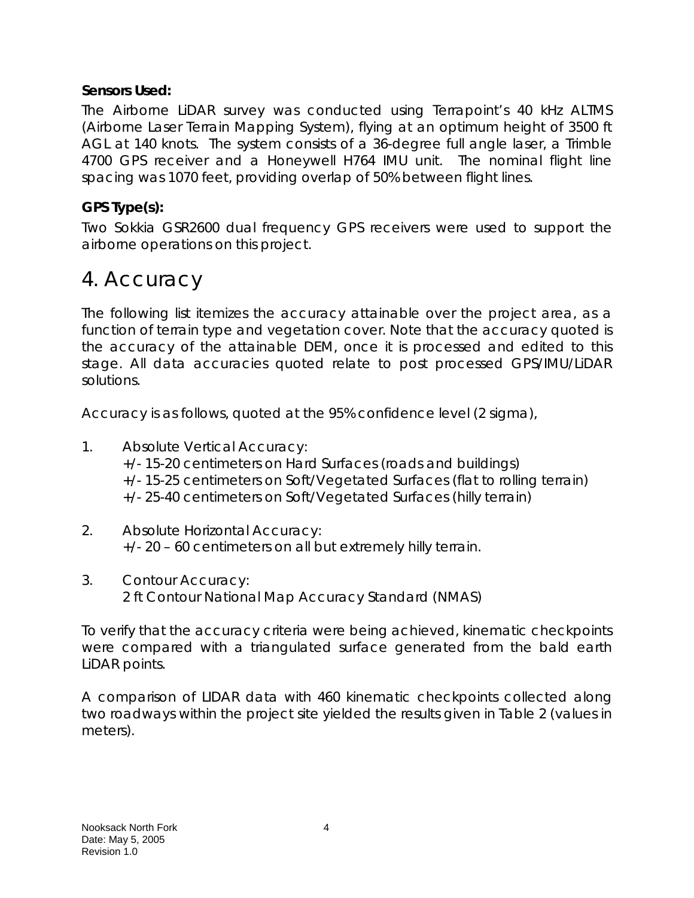**Sensors Used:**

The Airborne LiDAR survey was conducted using Terrapoint's 40 kHz ALTMS (Airborne Laser Terrain Mapping System), flying at an optimum height of 3500 ft AGL at 140 knots. The system consists of a 36-degree full angle laser, a Trimble 4700 GPS receiver and a Honeywell H764 IMU unit. The nominal flight line spacing was 1070 feet, providing overlap of 50% between flight lines.

**GPS Type(s):**

Two Sokkia GSR2600 dual frequency GPS receivers were used to support the airborne operations on this project.

# 4. Accuracy

The following list itemizes the accuracy attainable over the project area, as a function of terrain type and vegetation cover. Note that the accuracy quoted is the accuracy of the attainable DEM, once it is processed and edited to this stage. All data accuracies quoted relate to post processed GPS/IMU/LiDAR solutions.

Accuracy is as follows, quoted at the 95% confidence level (2 sigma),

1. Absolute Vertical Accuracy:
   +/- 15-20 centimeters on Hard Surfaces (roads and buildings)
   +/- 15-25 centimeters on Soft/Vegetated Surfaces (flat to rolling terrain)
   +/- 25-40 centimeters on Soft/Vegetated Surfaces (hilly terrain)

2. Absolute Horizontal Accuracy:
   +/- 20 – 60 centimeters on all but extremely hilly terrain.

3. Contour Accuracy:
   2 ft Contour National Map Accuracy Standard (NMAS)

To verify that the accuracy criteria were being achieved, kinematic checkpoints were compared with a triangulated surface generated from the bald earth LiDAR points.

A comparison of LIDAR data with 460 kinematic checkpoints collected along two roadways within the project site yielded the results given in Table 2 (values in meters).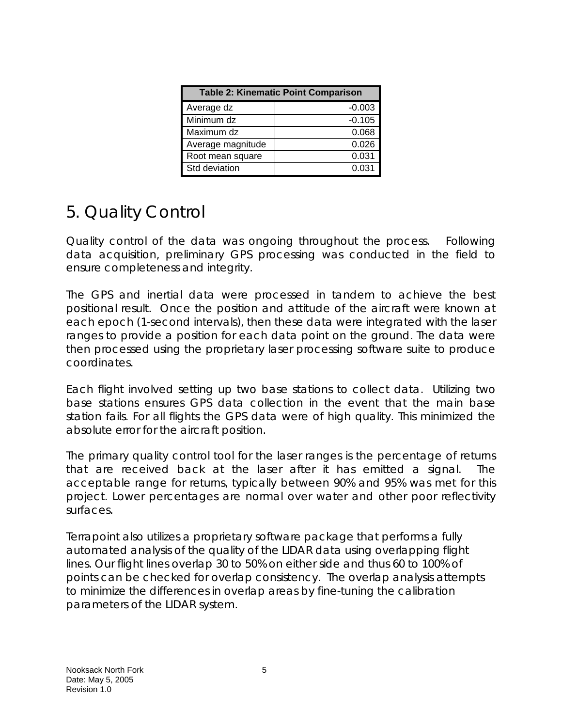| Table 2: Kinematic Point Comparison | |
|---|---|
| Average dz | -0.003 |
| Minimum dz | -0.105 |
| Maximum dz | 0.068 |
| Average magnitude | 0.026 |
| Root mean square | 0.031 |
| Std deviation | 0.031 |

# 5. Quality Control

Quality control of the data was ongoing throughout the process. Following data acquisition, preliminary GPS processing was conducted in the field to ensure completeness and integrity.

The GPS and inertial data were processed in tandem to achieve the best positional result. Once the position and attitude of the aircraft were known at each epoch (1-second intervals), then these data were integrated with the laser ranges to provide a position for each data point on the ground. The data were then processed using the proprietary laser processing software suite to produce coordinates.

Each flight involved setting up two base stations to collect data. Utilizing two base stations ensures GPS data collection in the event that the main base station fails. For all flights the GPS data were of high quality. This minimized the absolute error for the aircraft position.

The primary quality control tool for the laser ranges is the percentage of returns that are received back at the laser after it has emitted a signal. The acceptable range for returns, typically between 90% and 95% was met for this project. Lower percentages are normal over water and other poor reflectivity surfaces.

Terrapoint also utilizes a proprietary software package that performs a fully automated analysis of the quality of the LIDAR data using overlapping flight lines. Our flight lines overlap 30 to 50% on either side and thus 60 to 100% of points can be checked for overlap consistency. The overlap analysis attempts to minimize the differences in overlap areas by fine-tuning the calibration parameters of the LIDAR system.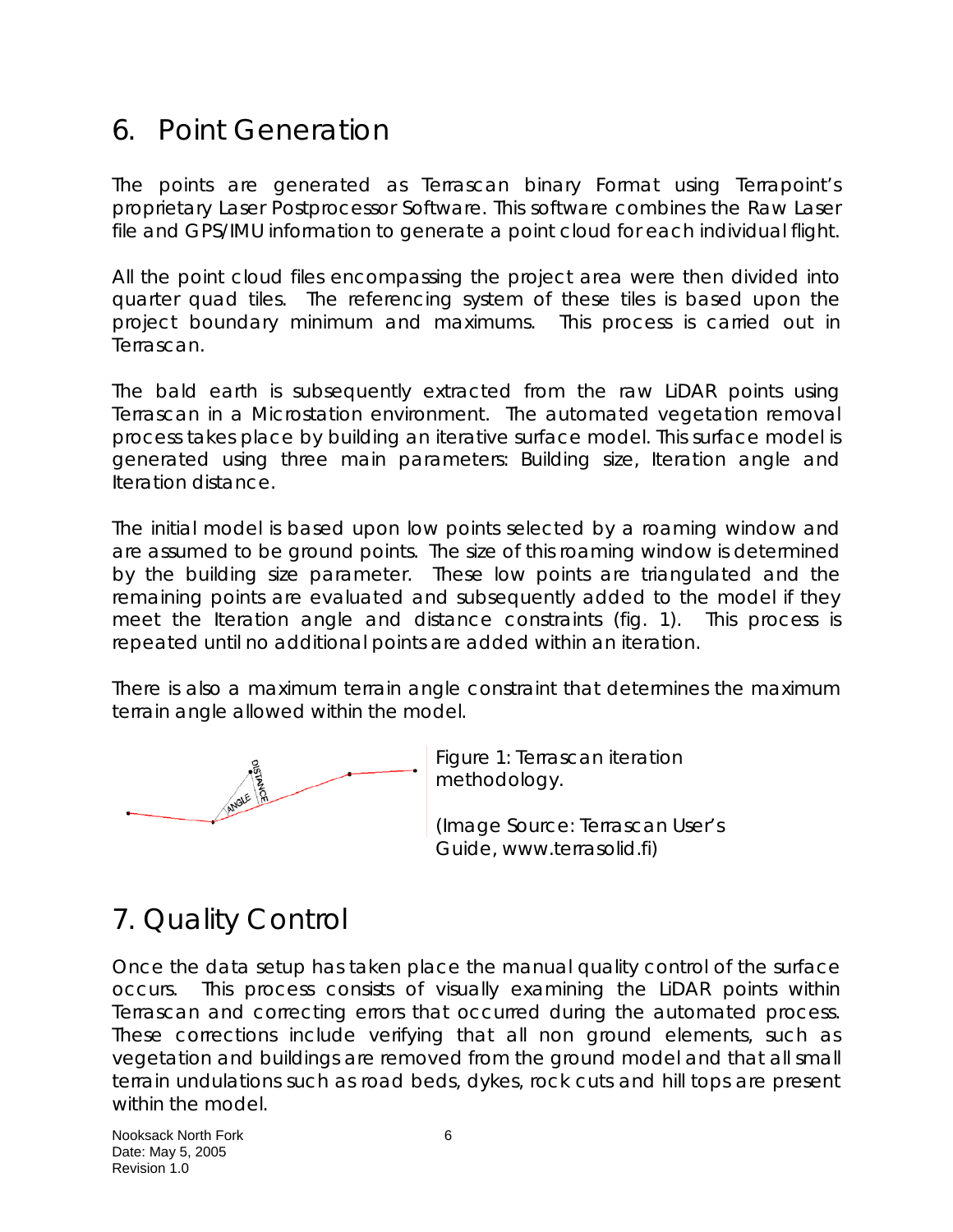# 6. Point Generation

The points are generated as Terrascan binary Format using Terrapoint's proprietary Laser Postprocessor Software. This software combines the Raw Laser file and GPS/IMU information to generate a point cloud for each individual flight.

All the point cloud files encompassing the project area were then divided into quarter quad tiles. The referencing system of these tiles is based upon the project boundary minimum and maximums. This process is carried out in Terrascan.

The bald earth is subsequently extracted from the raw LiDAR points using Terrascan in a Microstation environment. The automated vegetation removal process takes place by building an iterative surface model. This surface model is generated using three main parameters: Building size, Iteration angle and Iteration distance.

The initial model is based upon low points selected by a roaming window and are assumed to be ground points. The size of this roaming window is determined by the building size parameter. These low points are triangulated and the remaining points are evaluated and subsequently added to the model if they meet the Iteration angle and distance constraints (fig. 1). This process is repeated until no additional points are added within an iteration.

There is also a maximum terrain angle constraint that determines the maximum terrain angle allowed within the model.

Figure 1: Terrascan iteration methodology.

(Image Source: Terrascan User's Guide, www.terrasolid.fi)

# 7. Quality Control

Once the data setup has taken place the manual quality control of the surface occurs. This process consists of visually examining the LiDAR points within Terrascan and correcting errors that occurred during the automated process. These corrections include verifying that all non ground elements, such as vegetation and buildings are removed from the ground model and that all small terrain undulations such as road beds, dykes, rock cuts and hill tops are present within the model.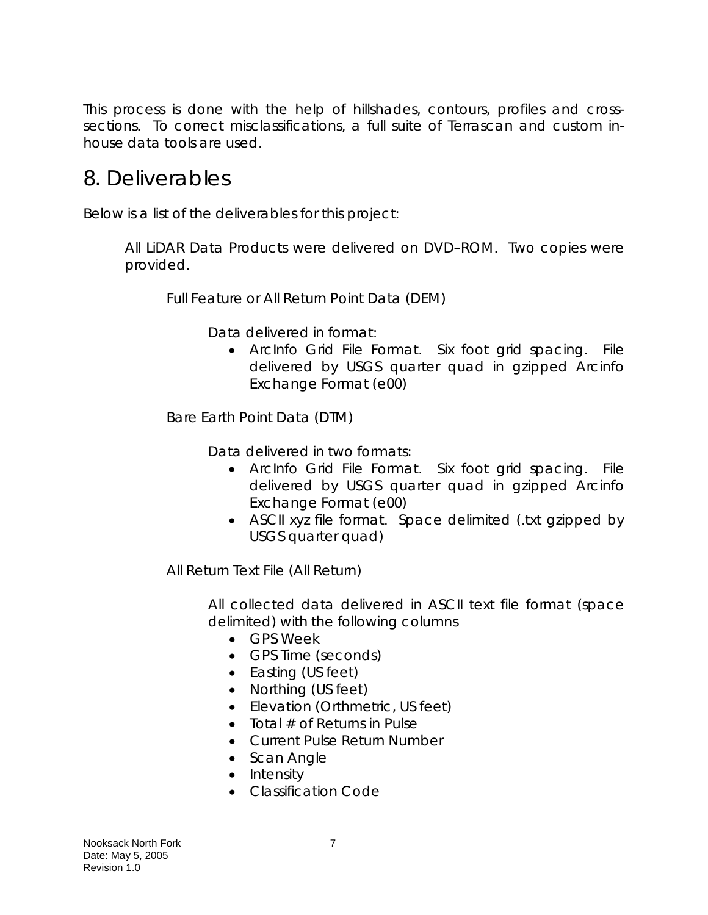This process is done with the help of hillshades, contours, profiles and cross-sections. To correct misclassifications, a full suite of Terrascan and custom in-house data tools are used.

# 8. Deliverables

Below is a list of the deliverables for this project:

All LiDAR Data Products were delivered on DVD–ROM. Two copies were provided.

Full Feature or All Return Point Data (DEM)

Data delivered in format:

- ArcInfo Grid File Format. Six foot grid spacing. File delivered by USGS quarter quad in gzipped Arcinfo Exchange Format (e00)

Bare Earth Point Data (DTM)

Data delivered in two formats:

- ArcInfo Grid File Format. Six foot grid spacing. File delivered by USGS quarter quad in gzipped Arcinfo Exchange Format (e00)
- ASCII xyz file format. Space delimited (.txt gzipped by USGS quarter quad)

All Return Text File (All Return)

All collected data delivered in ASCII text file format (space delimited) with the following columns

- GPS Week
- GPS Time (seconds)
- Easting (US feet)
- Northing (US feet)
- Elevation (Orthmetric, US feet)
- Total # of Returns in Pulse
- Current Pulse Return Number
- Scan Angle
- Intensity
- Classification Code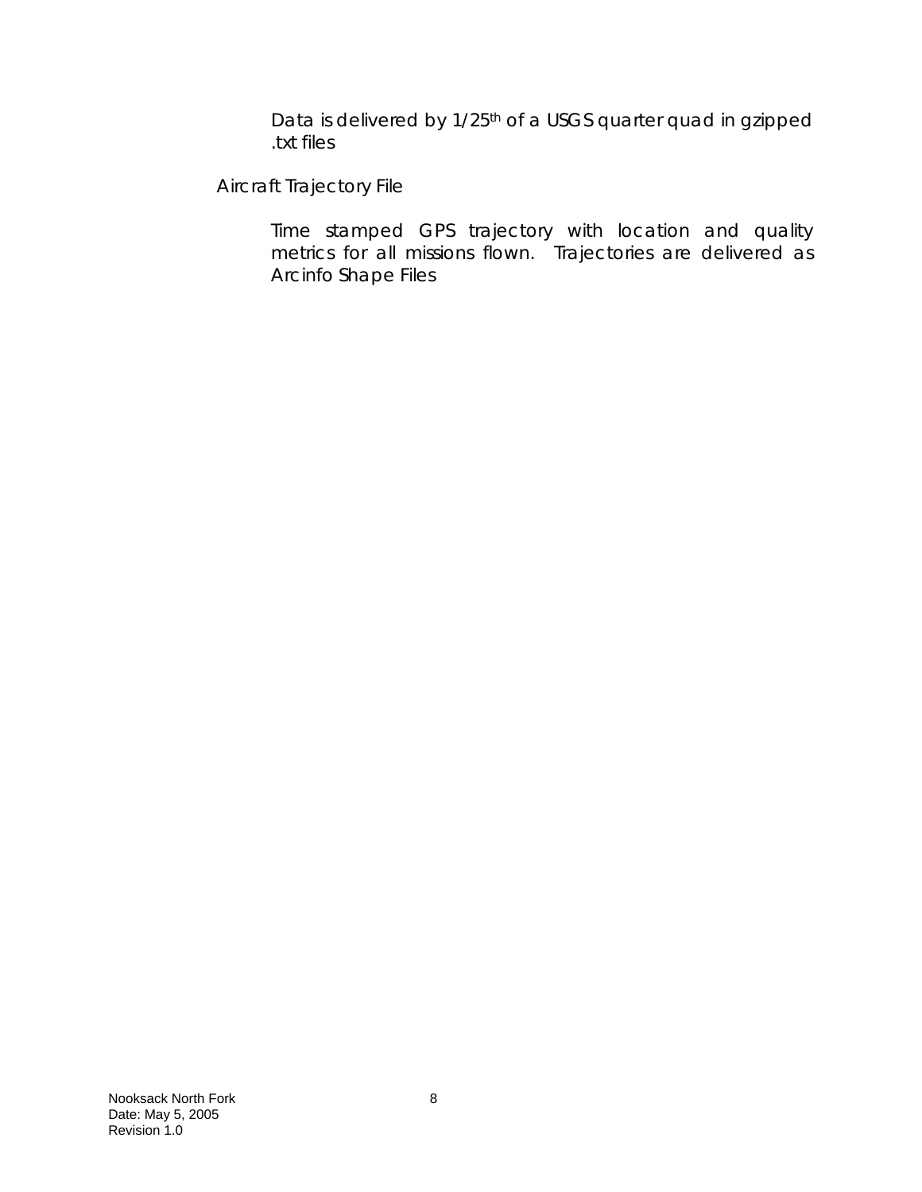Data is delivered by 1/25th of a USGS quarter quad in gzipped .txt files

Aircraft Trajectory File

Time stamped GPS trajectory with location and quality metrics for all missions flown. Trajectories are delivered as Arcinfo Shape Files